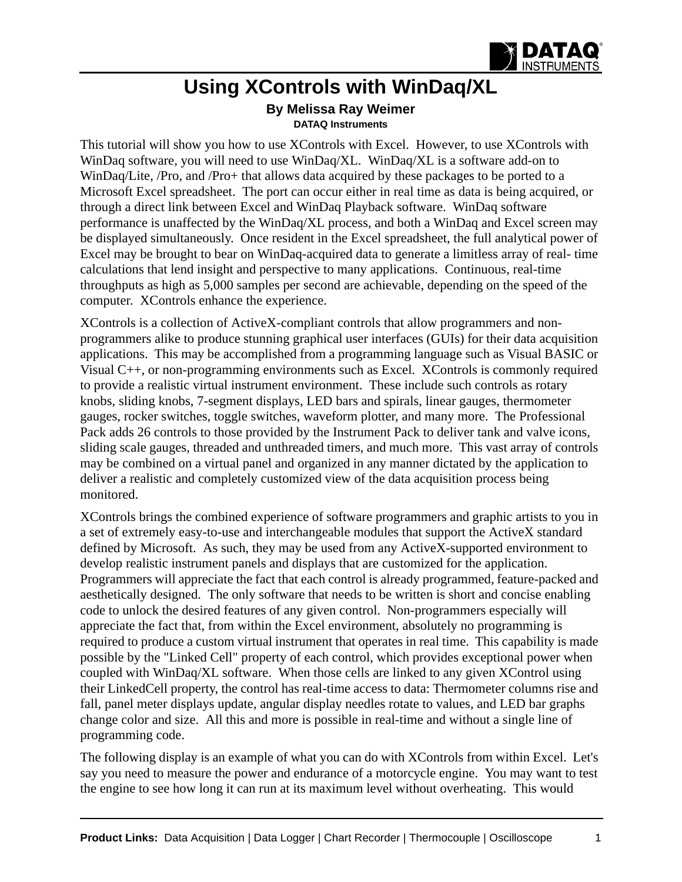# Using XControls with WinDaq/XL

**By Melissa Ray Weimer**

**DATAQ Instruments**

This tutorial will show you how to use XControls with Excel. However, to use XControls with WinDaq software, you will need to use WinDaq/XL. WinDaq/XL is a software add-on to WinDaq/Lite, /Pro, and /Pro+ that allows data acquired by these packages to be ported to a Microsoft Excel spreadsheet. The port can occur either in real time as data is being acquired, or through a direct link between Excel and WinDaq Playback software. WinDaq software performance is unaffected by the WinDaq/XL process, and both a WinDaq and Excel screen may be displayed simultaneously. Once resident in the Excel spreadsheet, the full analytical power of Excel may be brought to bear on WinDaq-acquired data to generate a limitless array of real- time calculations that lend insight and perspective to many applications. Continuous, real-time throughputs as high as 5,000 samples per second are achievable, depending on the speed of the computer. XControls enhance the experience.

XControls is a collection of ActiveX-compliant controls that allow programmers and non-programmers alike to produce stunning graphical user interfaces (GUIs) for their data acquisition applications. This may be accomplished from a programming language such as Visual BASIC or Visual C++, or non-programming environments such as Excel. XControls is commonly required to provide a realistic virtual instrument environment. These include such controls as rotary knobs, sliding knobs, 7-segment displays, LED bars and spirals, linear gauges, thermometer gauges, rocker switches, toggle switches, waveform plotter, and many more. The Professional Pack adds 26 controls to those provided by the Instrument Pack to deliver tank and valve icons, sliding scale gauges, threaded and unthreaded timers, and much more. This vast array of controls may be combined on a virtual panel and organized in any manner dictated by the application to deliver a realistic and completely customized view of the data acquisition process being monitored.

XControls brings the combined experience of software programmers and graphic artists to you in a set of extremely easy-to-use and interchangeable modules that support the ActiveX standard defined by Microsoft. As such, they may be used from any ActiveX-supported environment to develop realistic instrument panels and displays that are customized for the application. Programmers will appreciate the fact that each control is already programmed, feature-packed and aesthetically designed. The only software that needs to be written is short and concise enabling code to unlock the desired features of any given control. Non-programmers especially will appreciate the fact that, from within the Excel environment, absolutely no programming is required to produce a custom virtual instrument that operates in real time. This capability is made possible by the "Linked Cell" property of each control, which provides exceptional power when coupled with WinDaq/XL software. When those cells are linked to any given XControl using their LinkedCell property, the control has real-time access to data: Thermometer columns rise and fall, panel meter displays update, angular display needles rotate to values, and LED bar graphs change color and size. All this and more is possible in real-time and without a single line of programming code.

The following display is an example of what you can do with XControls from within Excel. Let's say you need to measure the power and endurance of a motorcycle engine. You may want to test the engine to see how long it can run at its maximum level without overheating. This would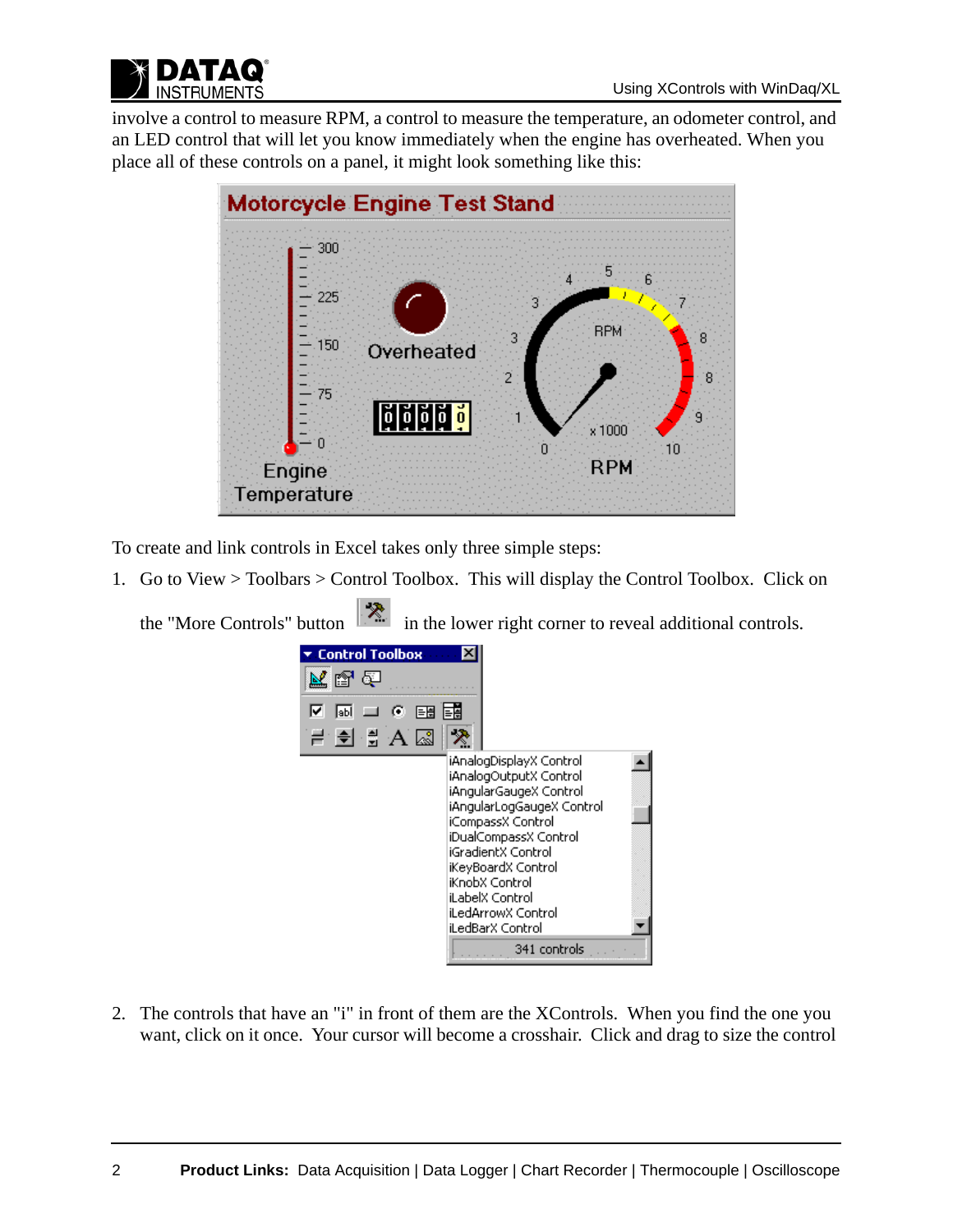involve a control to measure RPM, a control to measure the temperature, an odometer control, and an LED control that will let you know immediately when the engine has overheated. When you place all of these controls on a panel, it might look something like this:

To create and link controls in Excel takes only three simple steps:

1. Go to View > Toolbars > Control Toolbox. This will display the Control Toolbox. Click on the "More Controls" button in the lower right corner to reveal additional controls.

2. The controls that have an "i" in front of them are the XControls. When you find the one you want, click on it once. Your cursor will become a crosshair. Click and drag to size the control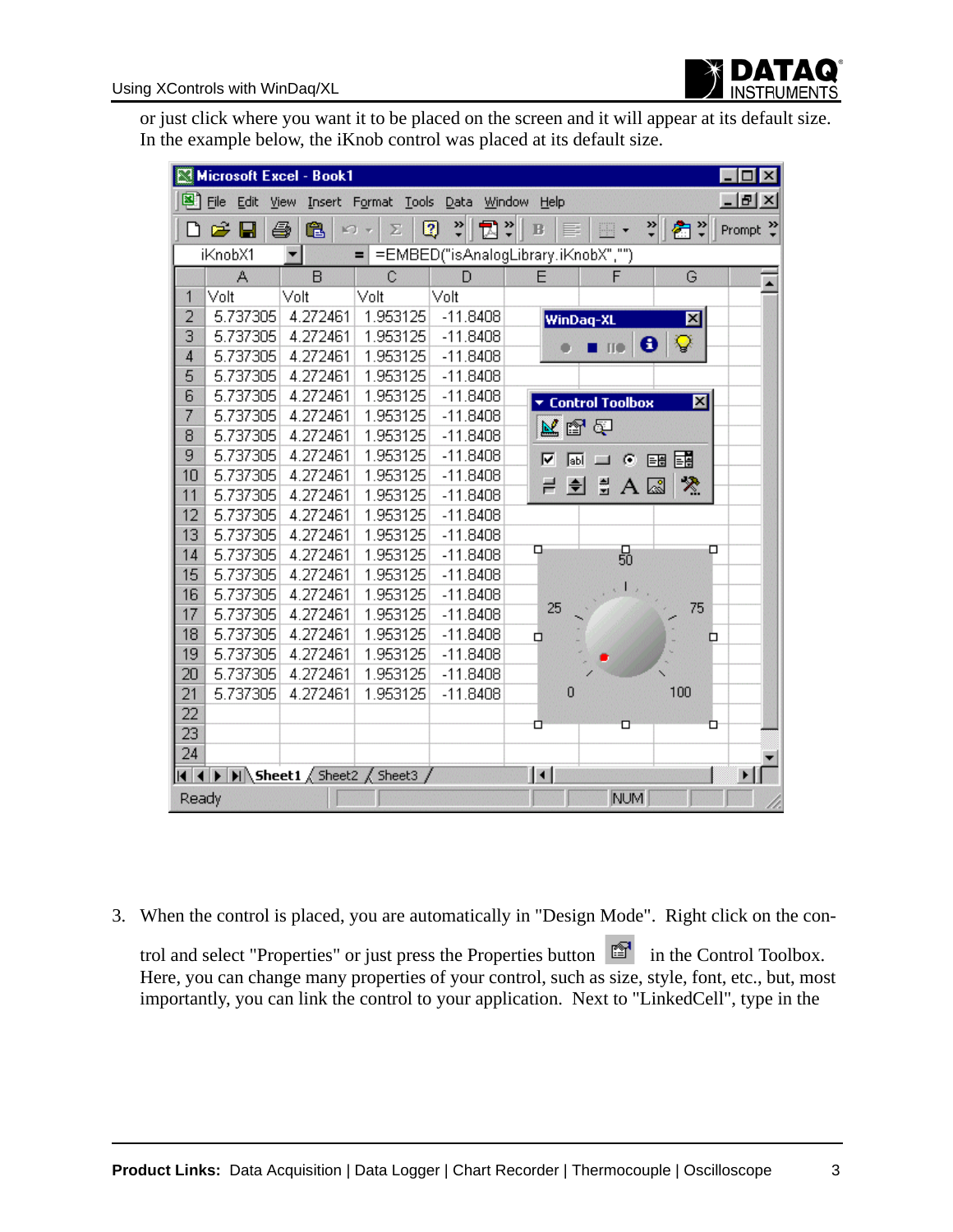or just click where you want it to be placed on the screen and it will appear at its default size. In the example below, the iKnob control was placed at its default size.

3. When the control is placed, you are automatically in "Design Mode". Right click on the control and select "Properties" or just press the Properties button in the Control Toolbox. Here, you can change many properties of your control, such as size, style, font, etc., but, most importantly, you can link the control to your application. Next to "LinkedCell", type in the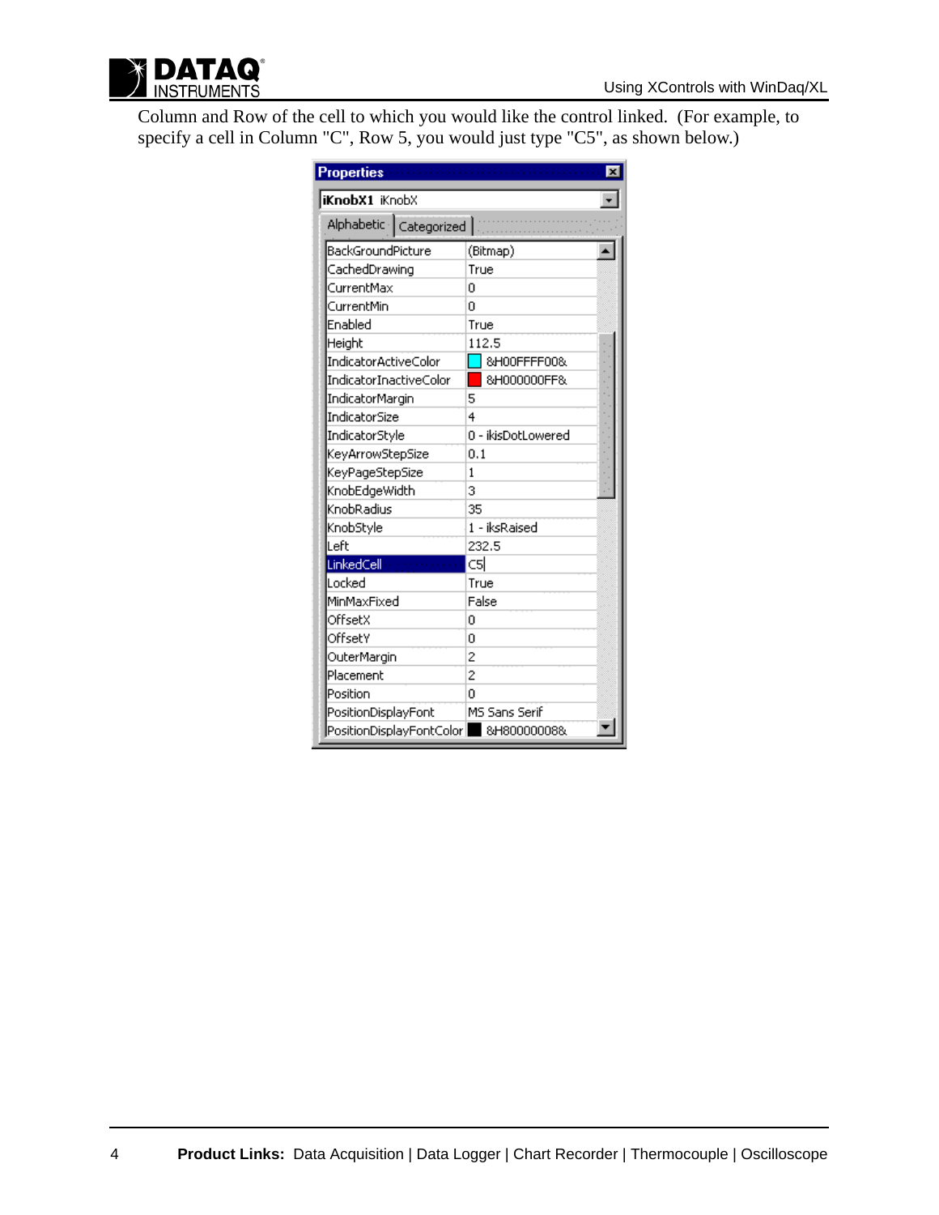Column and Row of the cell to which you would like the control linked. (For example, to specify a cell in Column "C", Row 5, you would just type "C5", as shown below.)

**Properties**

iKnobX1 iKnobX

Alphabetic | Categorized

| Property | Value |
|---|---|
| BackGroundPicture | (Bitmap) |
| CachedDrawing | True |
| CurrentMax | 0 |
| CurrentMin | 0 |
| Enabled | True |
| Height | 112.5 |
| IndicatorActiveColor | &H00FFFF00& |
| IndicatorInactiveColor | &H000000FF& |
| IndicatorMargin | 5 |
| IndicatorSize | 4 |
| IndicatorStyle | 0 - ikisDotLowered |
| KeyArrowStepSize | 0.1 |
| KeyPageStepSize | 1 |
| KnobEdgeWidth | 3 |
| KnobRadius | 35 |
| KnobStyle | 1 - iksRaised |
| Left | 232.5 |
| LinkedCell | C5 |
| Locked | True |
| MinMaxFixed | False |
| OffsetX | 0 |
| OffsetY | 0 |
| OuterMargin | 2 |
| Placement | 2 |
| Position | 0 |
| PositionDisplayFont | MS Sans Serif |
| PositionDisplayFontColor | &H80000008& |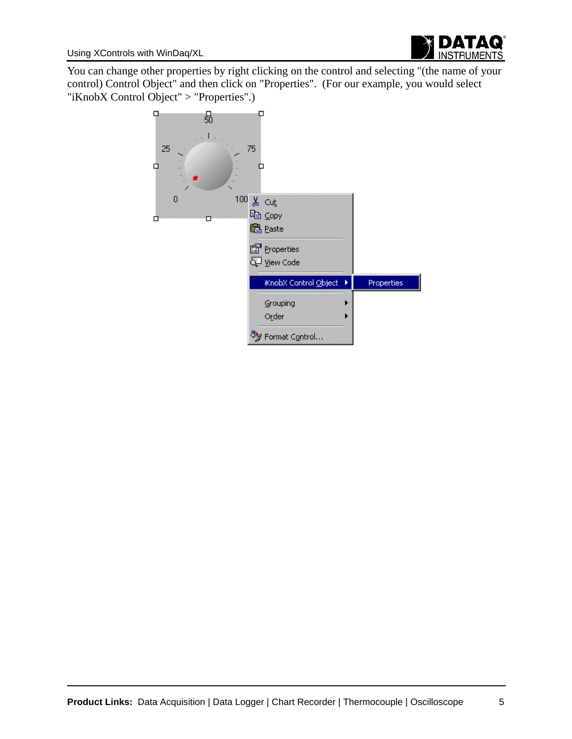You can change other properties by right clicking on the control and selecting "(the name of your control) Control Object" and then click on "Properties". (For our example, you would select "iKnobX Control Object" > "Properties".)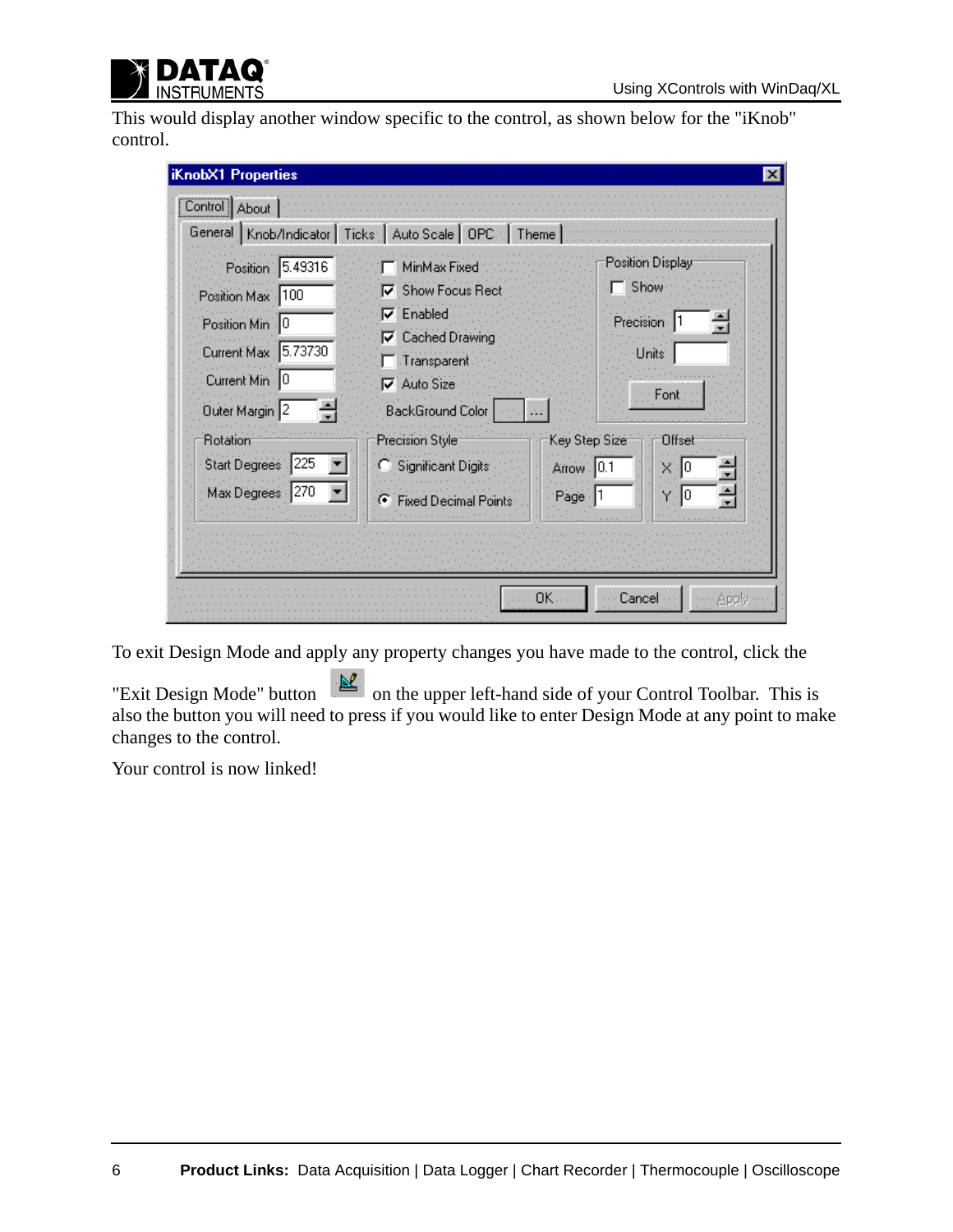This would display another window specific to the control, as shown below for the "iKnob" control.

To exit Design Mode and apply any property changes you have made to the control, click the "Exit Design Mode" button on the upper left-hand side of your Control Toolbar. This is also the button you will need to press if you would like to enter Design Mode at any point to make changes to the control.

Your control is now linked!